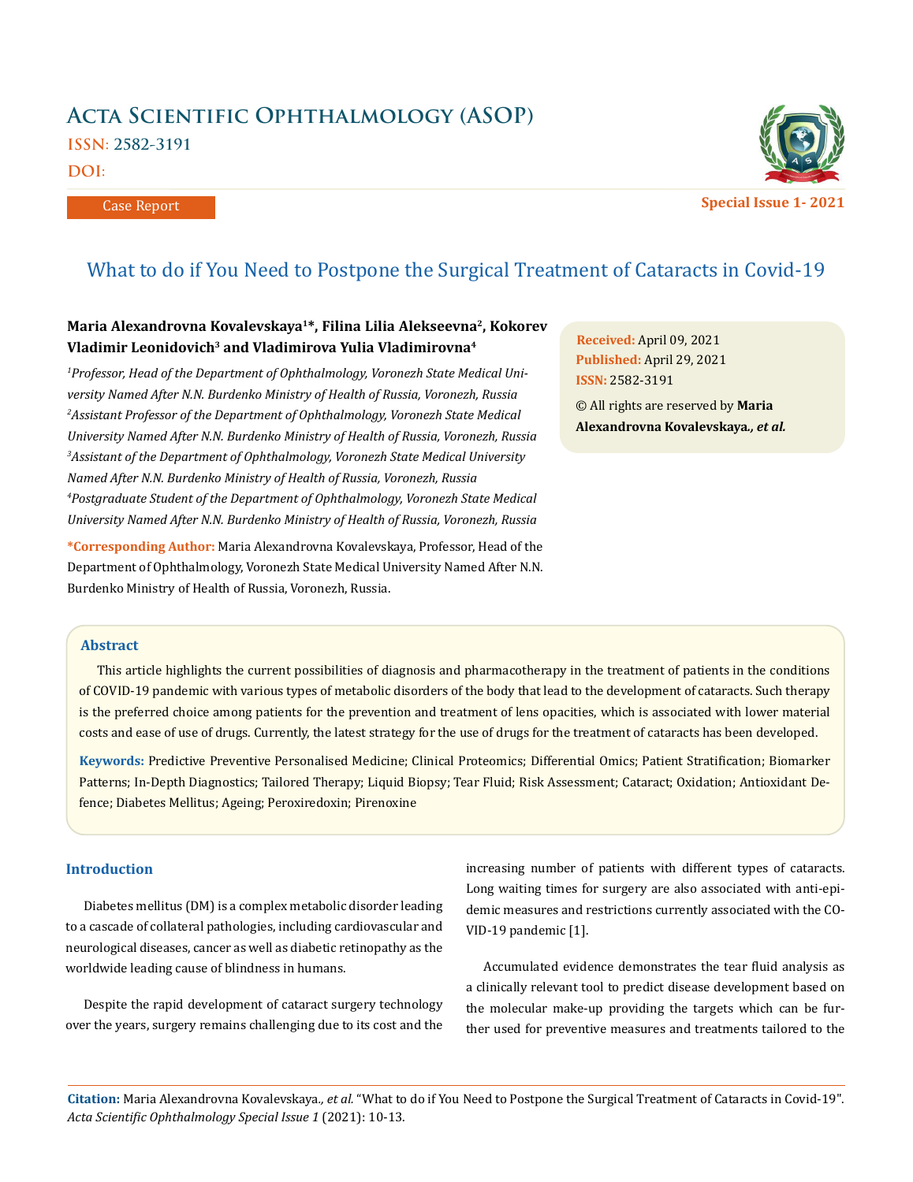# Acta Scientific Ophthalmology (ASOP)

ISSN: 2582-3191

DOI:

Case Report

Special Issue 1- 2021

## What to do if You Need to Postpone the Surgical Treatment of Cataracts in Covid-19

**Maria Alexandrovna Kovalevskaya[1]*, Filina Lilia Alekseevna[2], Kokorev Vladimir Leonidovich[3] and Vladimirova Yulia Vladimirovna[4]**

*[1]Professor, Head of the Department of Ophthalmology, Voronezh State Medical University Named After N.N. Burdenko Ministry of Health of Russia, Voronezh, Russia*

*[2]Assistant Professor of the Department of Ophthalmology, Voronezh State Medical University Named After N.N. Burdenko Ministry of Health of Russia, Voronezh, Russia*

*[3]Assistant of the Department of Ophthalmology, Voronezh State Medical University Named After N.N. Burdenko Ministry of Health of Russia, Voronezh, Russia*

*[4]Postgraduate Student of the Department of Ophthalmology, Voronezh State Medical University Named After N.N. Burdenko Ministry of Health of Russia, Voronezh, Russia*

**\*Corresponding Author:** Maria Alexandrovna Kovalevskaya, Professor, Head of the Department of Ophthalmology, Voronezh State Medical University Named After N.N. Burdenko Ministry of Health of Russia, Voronezh, Russia.

**Received:** April 09, 2021
**Published:** April 29, 2021
**ISSN:** 2582-3191
© All rights are reserved by **Maria Alexandrovna Kovalevskaya*., et al.***

### Abstract

This article highlights the current possibilities of diagnosis and pharmacotherapy in the treatment of patients in the conditions of COVID-19 pandemic with various types of metabolic disorders of the body that lead to the development of cataracts. Such therapy is the preferred choice among patients for the prevention and treatment of lens opacities, which is associated with lower material costs and ease of use of drugs. Currently, the latest strategy for the use of drugs for the treatment of cataracts has been developed.

**Keywords:** Predictive Preventive Personalised Medicine; Clinical Proteomics; Differential Omics; Patient Stratification; Biomarker Patterns; In-Depth Diagnostics; Tailored Therapy; Liquid Biopsy; Tear Fluid; Risk Assessment; Cataract; Oxidation; Antioxidant Defence; Diabetes Mellitus; Ageing; Peroxiredoxin; Pirenoxine

### Introduction

Diabetes mellitus (DM) is a complex metabolic disorder leading to a cascade of collateral pathologies, including cardiovascular and neurological diseases, cancer as well as diabetic retinopathy as the worldwide leading cause of blindness in humans.

Despite the rapid development of cataract surgery technology over the years, surgery remains challenging due to its cost and the increasing number of patients with different types of cataracts. Long waiting times for surgery are also associated with anti-epidemic measures and restrictions currently associated with the COVID-19 pandemic [1].

Accumulated evidence demonstrates the tear fluid analysis as a clinically relevant tool to predict disease development based on the molecular make-up providing the targets which can be further used for preventive measures and treatments tailored to the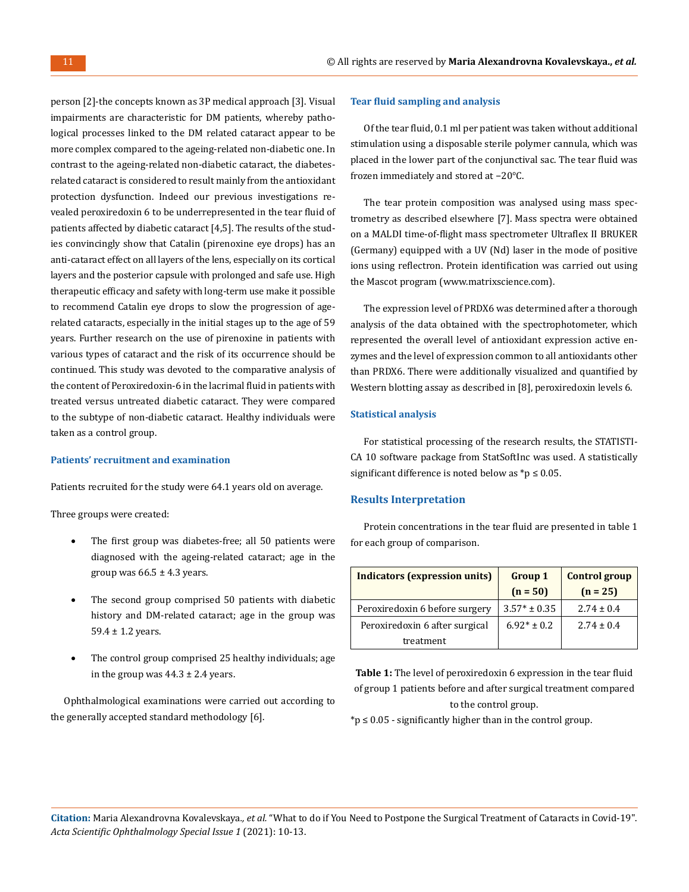person [2]-the concepts known as 3P medical approach [3]. Visual impairments are characteristic for DM patients, whereby pathological processes linked to the DM related cataract appear to be more complex compared to the ageing-related non-diabetic one. In contrast to the ageing-related non-diabetic cataract, the diabetes-related cataract is considered to result mainly from the antioxidant protection dysfunction. Indeed our previous investigations revealed peroxiredoxin 6 to be underrepresented in the tear fluid of patients affected by diabetic cataract [4,5]. The results of the studies convincingly show that Catalin (pirenoxine eye drops) has an anti-cataract effect on all layers of the lens, especially on its cortical layers and the posterior capsule with prolonged and safe use. High therapeutic efficacy and safety with long-term use make it possible to recommend Catalin eye drops to slow the progression of age-related cataracts, especially in the initial stages up to the age of 59 years. Further research on the use of pirenoxine in patients with various types of cataract and the risk of its occurrence should be continued. This study was devoted to the comparative analysis of the content of Peroxiredoxin-6 in the lacrimal fluid in patients with treated versus untreated diabetic cataract. They were compared to the subtype of non-diabetic cataract. Healthy individuals were taken as a control group.

### Patients' recruitment and examination

Patients recruited for the study were 64.1 years old on average.

Three groups were created:

- The first group was diabetes-free; all 50 patients were diagnosed with the ageing-related cataract; age in the group was 66.5 ± 4.3 years.
- The second group comprised 50 patients with diabetic history and DM-related cataract; age in the group was 59.4 ± 1.2 years.
- The control group comprised 25 healthy individuals; age in the group was 44.3 ± 2.4 years.

Ophthalmological examinations were carried out according to the generally accepted standard methodology [6].

### Tear fluid sampling and analysis

Of the tear fluid, 0.1 ml per patient was taken without additional stimulation using a disposable sterile polymer cannula, which was placed in the lower part of the conjunctival sac. The tear fluid was frozen immediately and stored at −20°C.

The tear protein composition was analysed using mass spectrometry as described elsewhere [7]. Mass spectra were obtained on a MALDI time-of-flight mass spectrometer Ultraflex II BRUKER (Germany) equipped with a UV (Nd) laser in the mode of positive ions using reflectron. Protein identification was carried out using the Mascot program (www.matrixscience.com).

The expression level of PRDX6 was determined after a thorough analysis of the data obtained with the spectrophotometer, which represented the overall level of antioxidant expression active enzymes and the level of expression common to all antioxidants other than PRDX6. There were additionally visualized and quantified by Western blotting assay as described in [8], peroxiredoxin levels 6.

### Statistical analysis

For statistical processing of the research results, the STATISTICA 10 software package from StatSoftInc was used. A statistically significant difference is noted below as *$p \leq 0.05$.

## Results Interpretation

Protein concentrations in the tear fluid are presented in table 1 for each group of comparison.

| Indicators (expression units) | Group 1 (n = 50) | Control group (n = 25) |
|---|---|---|
| Peroxiredoxin 6 before surgery | 3.57* ± 0.35 | 2.74 ± 0.4 |
| Peroxiredoxin 6 after surgical treatment | 6.92* ± 0.2 | 2.74 ± 0.4 |

**Table 1:** The level of peroxiredoxin 6 expression in the tear fluid of group 1 patients before and after surgical treatment compared to the control group.

*$p \leq 0.05$ - significantly higher than in the control group.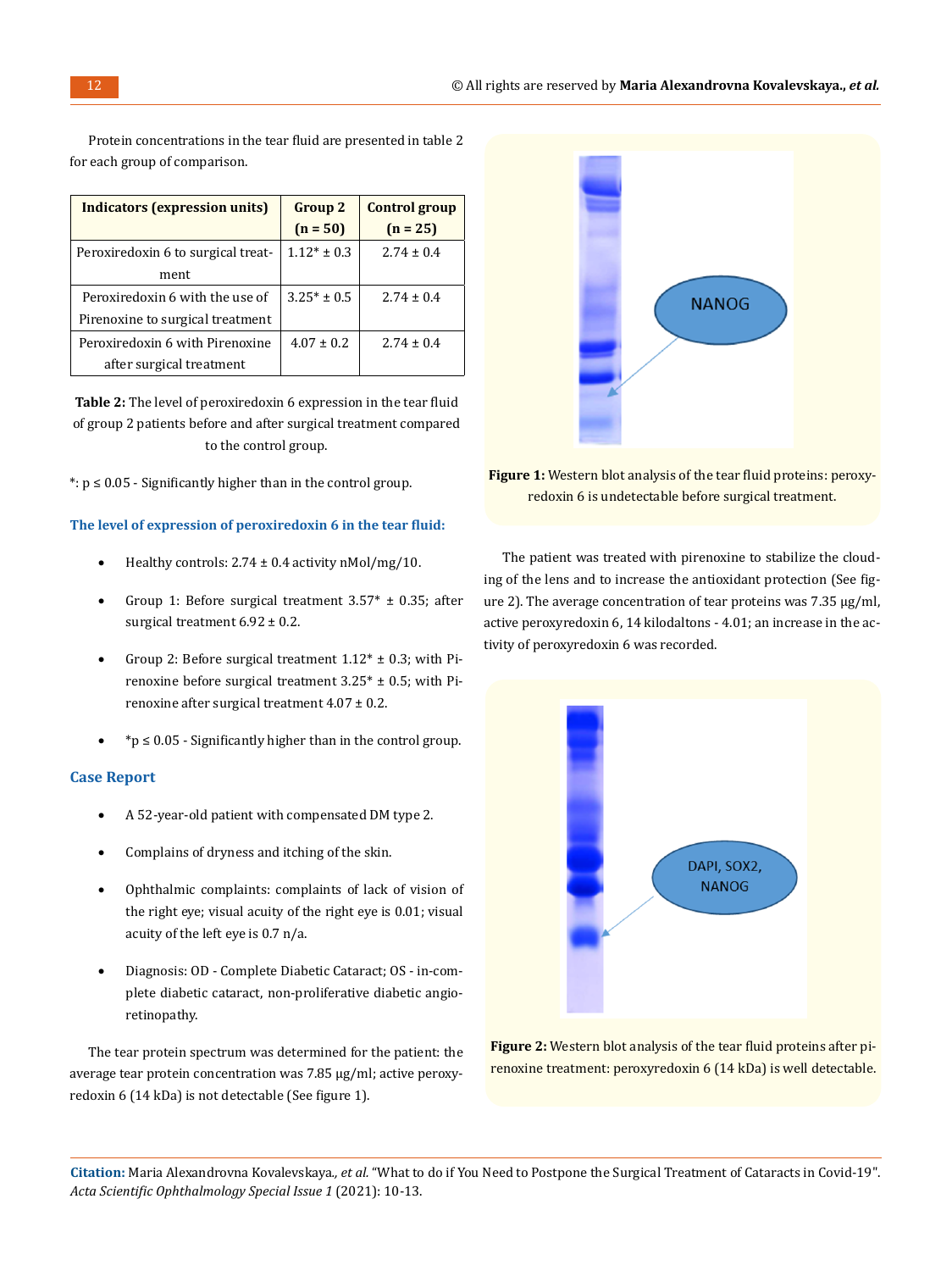Protein concentrations in the tear fluid are presented in table 2 for each group of comparison.

| Indicators (expression units) | Group 2 (n = 50) | Control group (n = 25) |
|---|---|---|
| Peroxiredoxin 6 to surgical treatment | 1.12* ± 0.3 | 2.74 ± 0.4 |
| Peroxiredoxin 6 with the use of Pirenoxine to surgical treatment | 3.25* ± 0.5 | 2.74 ± 0.4 |
| Peroxiredoxin 6 with Pirenoxine after surgical treatment | 4.07 ± 0.2 | 2.74 ± 0.4 |

**Table 2:** The level of peroxiredoxin 6 expression in the tear fluid of group 2 patients before and after surgical treatment compared to the control group.

*: p ≤ 0.05 - Significantly higher than in the control group.

### The level of expression of peroxiredoxin 6 in the tear fluid:

- Healthy controls: 2.74 ± 0.4 activity nMol/mg/10.
- Group 1: Before surgical treatment 3.57* ± 0.35; after surgical treatment 6.92 ± 0.2.
- Group 2: Before surgical treatment 1.12* ± 0.3; with Pirenoxine before surgical treatment 3.25* ± 0.5; with Pirenoxine after surgical treatment 4.07 ± 0.2.
- *p ≤ 0.05 - Significantly higher than in the control group.

### Case Report

- A 52-year-old patient with compensated DM type 2.
- Complains of dryness and itching of the skin.
- Ophthalmic complaints: complaints of lack of vision of the right eye; visual acuity of the right eye is 0.01; visual acuity of the left eye is 0.7 n/a.
- Diagnosis: OD - Complete Diabetic Cataract; OS - in-complete diabetic cataract, non-proliferative diabetic angio-retinopathy.

The tear protein spectrum was determined for the patient: the average tear protein concentration was 7.85 μg/ml; active peroxyredoxin 6 (14 kDa) is not detectable (See figure 1).

**Figure 1:** Western blot analysis of the tear fluid proteins: peroxyredoxin 6 is undetectable before surgical treatment.

The patient was treated with pirenoxine to stabilize the clouding of the lens and to increase the antioxidant protection (See figure 2). The average concentration of tear proteins was 7.35 μg/ml, active peroxyredoxin 6, 14 kilodaltons - 4.01; an increase in the activity of peroxyredoxin 6 was recorded.

**Figure 2:** Western blot analysis of the tear fluid proteins after pirenoxine treatment: peroxyredoxin 6 (14 kDa) is well detectable.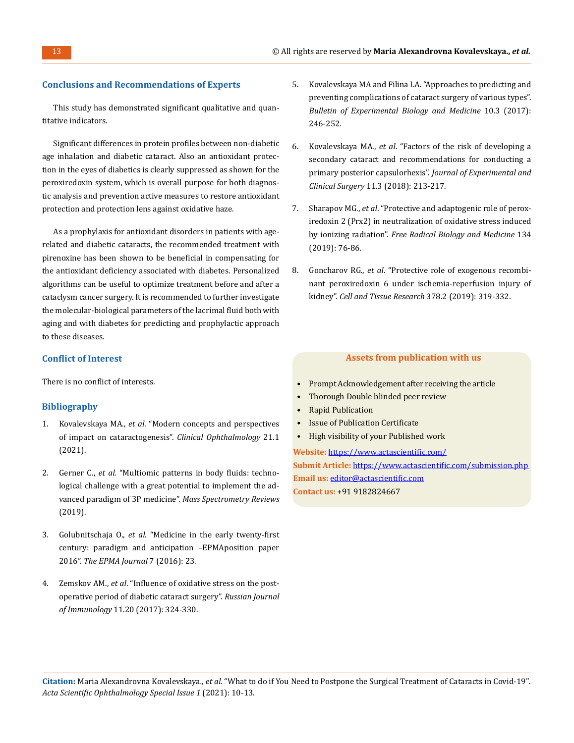## Conclusions and Recommendations of Experts

This study has demonstrated significant qualitative and quantitative indicators.

Significant differences in protein profiles between non-diabetic age inhalation and diabetic cataract. Also an antioxidant protection in the eyes of diabetics is clearly suppressed as shown for the peroxiredoxin system, which is overall purpose for both diagnostic analysis and prevention active measures to restore antioxidant protection and protection lens against oxidative haze.

As a prophylaxis for antioxidant disorders in patients with age-related and diabetic cataracts, the recommended treatment with pirenoxine has been shown to be beneficial in compensating for the antioxidant deficiency associated with diabetes. Personalized algorithms can be useful to optimize treatment before and after a cataclysm cancer surgery. It is recommended to further investigate the molecular-biological parameters of the lacrimal fluid both with aging and with diabetes for predicting and prophylactic approach to these diseases.

## Conflict of Interest

There is no conflict of interests.

## Bibliography

1. Kovalevskaya MA., *et al.* "Modern concepts and perspectives of impact on cataractogenesis". *Clinical Ophthalmology* 21.1 (2021).
2. Gerner C., *et al.* "Multiomic patterns in body fluids: technological challenge with a great potential to implement the advanced paradigm of 3P medicine". *Mass Spectrometry Reviews* (2019).
3. Golubnitschaja O., *et al.* "Medicine in the early twenty-first century: paradigm and anticipation –EPMAposition paper 2016". *The EPMA Journal* 7 (2016): 23.
4. Zemskov AM., *et al*. "Influence of oxidative stress on the postoperative period of diabetic cataract surgery". *Russian Journal of Immunology* 11.20 (2017): 324-330.
5. Kovalevskaya MA and Filina LA. "Approaches to predicting and preventing complications of cataract surgery of various types". *Bulletin of Experimental Biology and Medicine* 10.3 (2017): 246-252.
6. Kovalevskaya MA., *et al*. "Factors of the risk of developing a secondary cataract and recommendations for conducting a primary posterior capsulorhexis". *Journal of Experimental and Clinical Surgery* 11.3 (2018): 213-217.
7. Sharapov MG., *et al*. "Protective and adaptogenic role of peroxiredoxin 2 (Prx2) in neutralization of oxidative stress induced by ionizing radiation". *Free Radical Biology and Medicine* 134 (2019): 76-86.
8. Goncharov RG., *et al*. "Protective role of exogenous recombinant peroxiredoxin 6 under ischemia-reperfusion injury of kidney". *Cell and Tissue Research* 378.2 (2019): 319-332.

**Assets from publication with us**

- Prompt Acknowledgement after receiving the article
- Thorough Double blinded peer review
- Rapid Publication
- Issue of Publication Certificate
- High visibility of your Published work

**Website:** https://www.actascientific.com/
**Submit Article:** https://www.actascientific.com/submission.php
**Email us:** editor@actascientific.com
**Contact us:** +91 9182824667